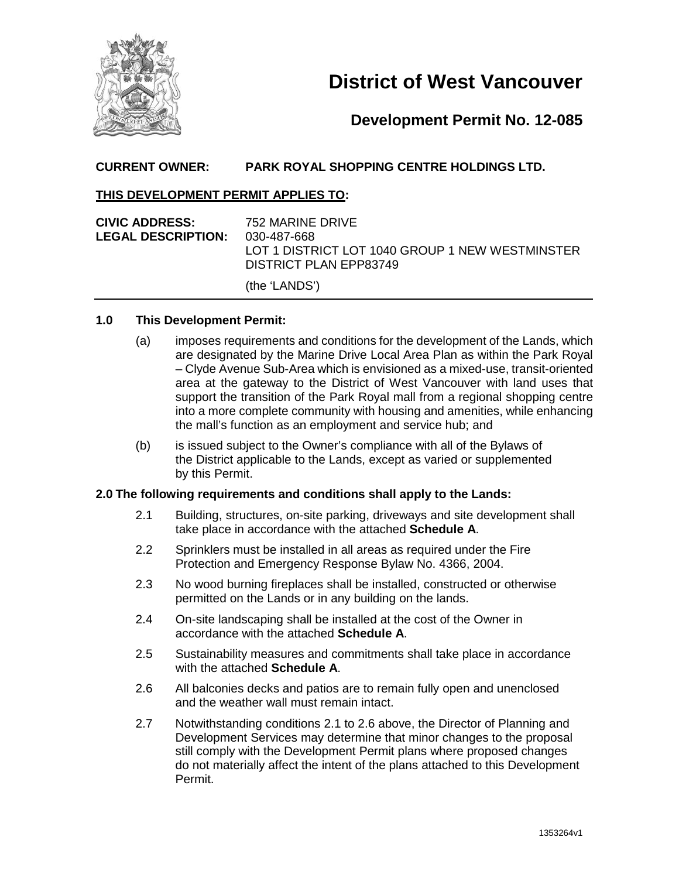# District of West Vancouver

## Development Permit No. 12-085

**CURRENT OWNER: PARK ROYAL SHOPPING CENTRE HOLDINGS LTD.**

**THIS DEVELOPMENT PERMIT APPLIES TO:**

**CIVIC ADDRESS:** 752 MARINE DRIVE
**LEGAL DESCRIPTION:** 030-487-668
LOT 1 DISTRICT LOT 1040 GROUP 1 NEW WESTMINSTER DISTRICT PLAN EPP83749

(the 'LANDS')

---

**1.0 This Development Permit:**

(a) imposes requirements and conditions for the development of the Lands, which are designated by the Marine Drive Local Area Plan as within the Park Royal – Clyde Avenue Sub-Area which is envisioned as a mixed-use, transit-oriented area at the gateway to the District of West Vancouver with land uses that support the transition of the Park Royal mall from a regional shopping centre into a more complete community with housing and amenities, while enhancing the mall's function as an employment and service hub; and

(b) is issued subject to the Owner's compliance with all of the Bylaws of the District applicable to the Lands, except as varied or supplemented by this Permit.

**2.0 The following requirements and conditions shall apply to the Lands:**

2.1 Building, structures, on-site parking, driveways and site development shall take place in accordance with the attached **Schedule A**.

2.2 Sprinklers must be installed in all areas as required under the Fire Protection and Emergency Response Bylaw No. 4366, 2004.

2.3 No wood burning fireplaces shall be installed, constructed or otherwise permitted on the Lands or in any building on the lands.

2.4 On-site landscaping shall be installed at the cost of the Owner in accordance with the attached **Schedule A**.

2.5 Sustainability measures and commitments shall take place in accordance with the attached **Schedule A**.

2.6 All balconies decks and patios are to remain fully open and unenclosed and the weather wall must remain intact.

2.7 Notwithstanding conditions 2.1 to 2.6 above, the Director of Planning and Development Services may determine that minor changes to the proposal still comply with the Development Permit plans where proposed changes do not materially affect the intent of the plans attached to this Development Permit.

1353264v1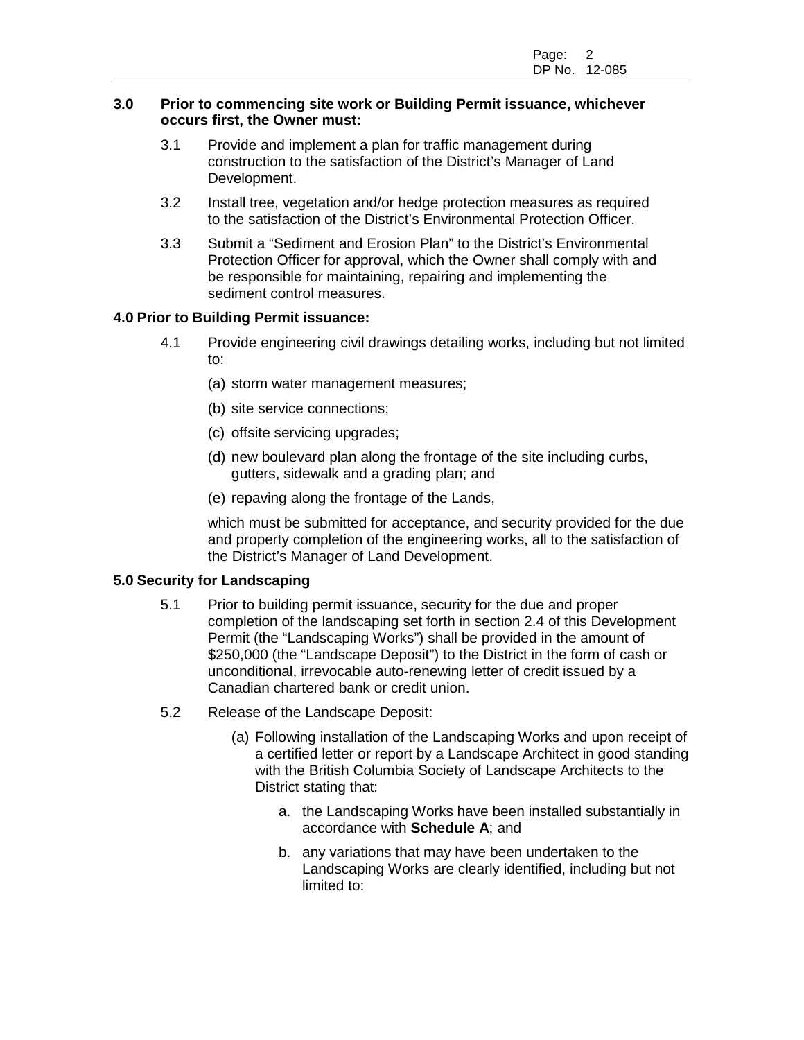**3.0 Prior to commencing site work or Building Permit issuance, whichever occurs first, the Owner must:**

3.1 Provide and implement a plan for traffic management during construction to the satisfaction of the District's Manager of Land Development.

3.2 Install tree, vegetation and/or hedge protection measures as required to the satisfaction of the District's Environmental Protection Officer.

3.3 Submit a "Sediment and Erosion Plan" to the District's Environmental Protection Officer for approval, which the Owner shall comply with and be responsible for maintaining, repairing and implementing the sediment control measures.

**4.0 Prior to Building Permit issuance:**

4.1 Provide engineering civil drawings detailing works, including but not limited to:

(a) storm water management measures;

(b) site service connections;

(c) offsite servicing upgrades;

(d) new boulevard plan along the frontage of the site including curbs, gutters, sidewalk and a grading plan; and

(e) repaving along the frontage of the Lands,

which must be submitted for acceptance, and security provided for the due and property completion of the engineering works, all to the satisfaction of the District's Manager of Land Development.

**5.0 Security for Landscaping**

5.1 Prior to building permit issuance, security for the due and proper completion of the landscaping set forth in section 2.4 of this Development Permit (the "Landscaping Works") shall be provided in the amount of $250,000 (the "Landscape Deposit") to the District in the form of cash or unconditional, irrevocable auto-renewing letter of credit issued by a Canadian chartered bank or credit union.

5.2 Release of the Landscape Deposit:

(a) Following installation of the Landscaping Works and upon receipt of a certified letter or report by a Landscape Architect in good standing with the British Columbia Society of Landscape Architects to the District stating that:

a. the Landscaping Works have been installed substantially in accordance with **Schedule A**; and

b. any variations that may have been undertaken to the Landscaping Works are clearly identified, including but not limited to: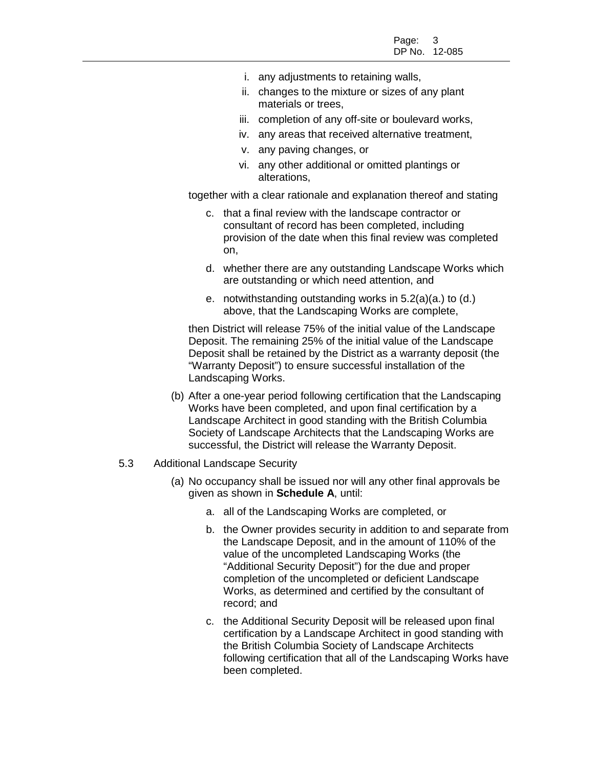i. any adjustments to retaining walls,

ii. changes to the mixture or sizes of any plant materials or trees,

iii. completion of any off-site or boulevard works,

iv. any areas that received alternative treatment,

v. any paving changes, or

vi. any other additional or omitted plantings or alterations,

together with a clear rationale and explanation thereof and stating

c. that a final review with the landscape contractor or consultant of record has been completed, including provision of the date when this final review was completed on,

d. whether there are any outstanding Landscape Works which are outstanding or which need attention, and

e. notwithstanding outstanding works in 5.2(a)(a.) to (d.) above, that the Landscaping Works are complete,

then District will release 75% of the initial value of the Landscape Deposit. The remaining 25% of the initial value of the Landscape Deposit shall be retained by the District as a warranty deposit (the "Warranty Deposit") to ensure successful installation of the Landscaping Works.

(b) After a one-year period following certification that the Landscaping Works have been completed, and upon final certification by a Landscape Architect in good standing with the British Columbia Society of Landscape Architects that the Landscaping Works are successful, the District will release the Warranty Deposit.

5.3 Additional Landscape Security

(a) No occupancy shall be issued nor will any other final approvals be given as shown in **Schedule A**, until:

a. all of the Landscaping Works are completed, or

b. the Owner provides security in addition to and separate from the Landscape Deposit, and in the amount of 110% of the value of the uncompleted Landscaping Works (the "Additional Security Deposit") for the due and proper completion of the uncompleted or deficient Landscape Works, as determined and certified by the consultant of record; and

c. the Additional Security Deposit will be released upon final certification by a Landscape Architect in good standing with the British Columbia Society of Landscape Architects following certification that all of the Landscaping Works have been completed.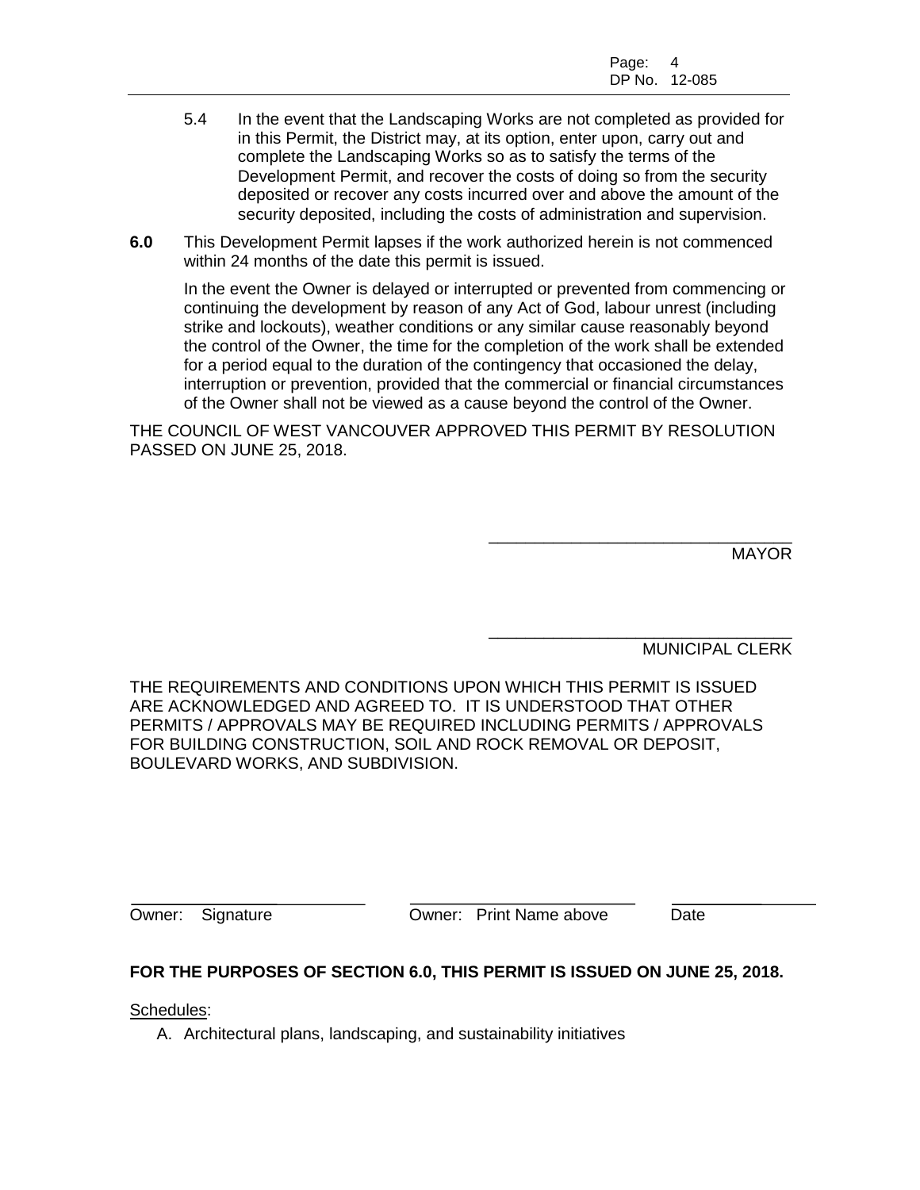5.4 In the event that the Landscaping Works are not completed as provided for in this Permit, the District may, at its option, enter upon, carry out and complete the Landscaping Works so as to satisfy the terms of the Development Permit, and recover the costs of doing so from the security deposited or recover any costs incurred over and above the amount of the security deposited, including the costs of administration and supervision.

**6.0** This Development Permit lapses if the work authorized herein is not commenced within 24 months of the date this permit is issued.

In the event the Owner is delayed or interrupted or prevented from commencing or continuing the development by reason of any Act of God, labour unrest (including strike and lockouts), weather conditions or any similar cause reasonably beyond the control of the Owner, the time for the completion of the work shall be extended for a period equal to the duration of the contingency that occasioned the delay, interruption or prevention, provided that the commercial or financial circumstances of the Owner shall not be viewed as a cause beyond the control of the Owner.

THE COUNCIL OF WEST VANCOUVER APPROVED THIS PERMIT BY RESOLUTION PASSED ON JUNE 25, 2018.

\_\_\_\_\_\_\_\_\_\_\_\_\_\_\_\_\_\_\_\_\_\_\_\_\_\_\_\_\_\_
MAYOR

\_\_\_\_\_\_\_\_\_\_\_\_\_\_\_\_\_\_\_\_\_\_\_\_\_\_\_\_\_\_
MUNICIPAL CLERK

THE REQUIREMENTS AND CONDITIONS UPON WHICH THIS PERMIT IS ISSUED ARE ACKNOWLEDGED AND AGREED TO. IT IS UNDERSTOOD THAT OTHER PERMITS / APPROVALS MAY BE REQUIRED INCLUDING PERMITS / APPROVALS FOR BUILDING CONSTRUCTION, SOIL AND ROCK REMOVAL OR DEPOSIT, BOULEVARD WORKS, AND SUBDIVISION.

| | | |
|---|---|---|
| \_\_\_\_\_\_\_\_\_\_\_\_\_\_\_\_\_\_\_\_ | \_\_\_\_\_\_\_\_\_\_\_\_\_\_\_\_\_\_\_\_ | \_\_\_\_\_\_\_\_\_\_\_\_ |
| Owner: Signature | Owner: Print Name above | Date |

**FOR THE PURPOSES OF SECTION 6.0, THIS PERMIT IS ISSUED ON JUNE 25, 2018.**

Schedules:

A. Architectural plans, landscaping, and sustainability initiatives